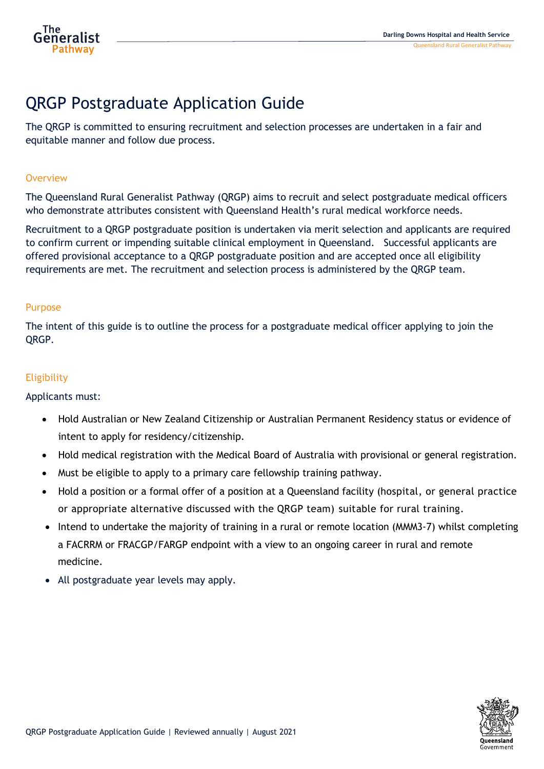# QRGP Postgraduate Application Guide

The QRGP is committed to ensuring recruitment and selection processes are undertaken in a fair and equitable manner and follow due process.

## Overview

The Queensland Rural Generalist Pathway (QRGP) aims to recruit and select postgraduate medical officers who demonstrate attributes consistent with Queensland Health's rural medical workforce needs.

Recruitment to a QRGP postgraduate position is undertaken via merit selection and applicants are required to confirm current or impending suitable clinical employment in Queensland. Successful applicants are offered provisional acceptance to a QRGP postgraduate position and are accepted once all eligibility requirements are met. The recruitment and selection process is administered by the QRGP team.

## Purpose

The intent of this guide is to outline the process for a postgraduate medical officer applying to join the QRGP.

## Eligibility

Applicants must:

- Hold Australian or New Zealand Citizenship or Australian Permanent Residency status or evidence of intent to apply for residency/citizenship.
- Hold medical registration with the Medical Board of Australia with provisional or general registration.
- Must be eligible to apply to a primary care fellowship training pathway.
- Hold a position or a formal offer of a position at a Queensland facility (hospital, or general practice or appropriate alternative discussed with the QRGP team) suitable for rural training.
- Intend to undertake the majority of training in a rural or remote location (MMM3-7) whilst completing a FACRRM or FRACGP/FARGP endpoint with a view to an ongoing career in rural and remote medicine.
- All postgraduate year levels may apply.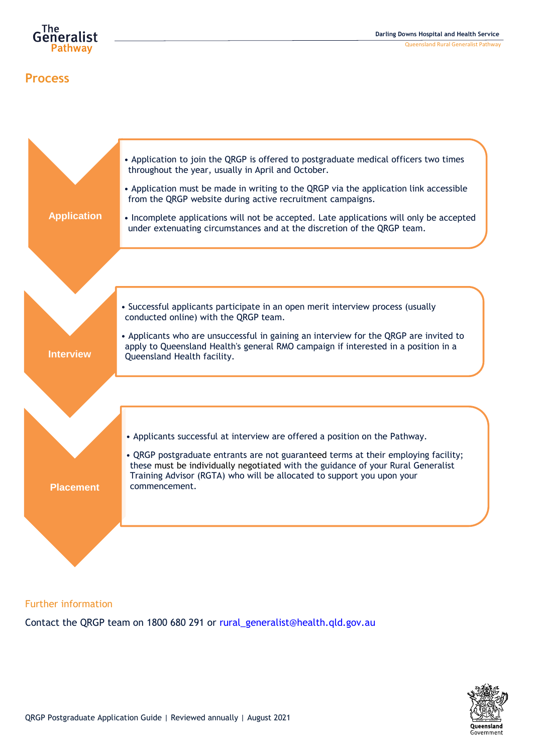## Process

### Application

- Application to join the QRGP is offered to postgraduate medical officers two times throughout the year, usually in April and October.
- Application must be made in writing to the QRGP via the application link accessible from the QRGP website during active recruitment campaigns.
- Incomplete applications will not be accepted. Late applications will only be accepted under extenuating circumstances and at the discretion of the QRGP team.

### Interview

- Successful applicants participate in an open merit interview process (usually conducted online) with the QRGP team.
- Applicants who are unsuccessful in gaining an interview for the QRGP are invited to apply to Queensland Health's general RMO campaign if interested in a position in a Queensland Health facility.

### Placement

- Applicants successful at interview are offered a position on the Pathway.
- QRGP postgraduate entrants are not guaranteed terms at their employing facility; these must be individually negotiated with the guidance of your Rural Generalist Training Advisor (RGTA) who will be allocated to support you upon your commencement.

## Further information

Contact the QRGP team on 1800 680 291 or rural_generalist@health.qld.gov.au

QRGP Postgraduate Application Guide | Reviewed annually | August 2021